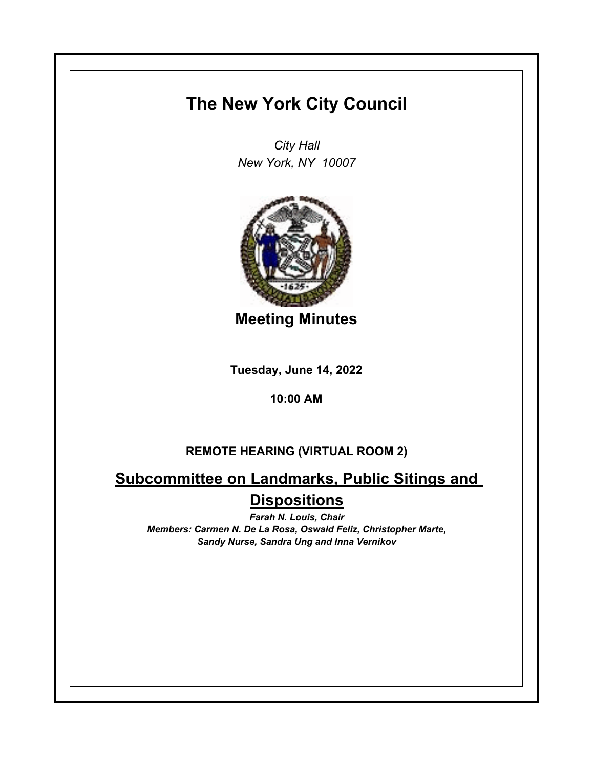# The New York City Council

*City Hall*
*New York, NY 10007*

## Meeting Minutes

**Tuesday, June 14, 2022**

**10:00 AM**

**REMOTE HEARING (VIRTUAL ROOM 2)**

## Subcommittee on Landmarks, Public Sitings and Dispositions

***Farah N. Louis, Chair***
***Members: Carmen N. De La Rosa, Oswald Feliz, Christopher Marte, Sandy Nurse, Sandra Ung and Inna Vernikov***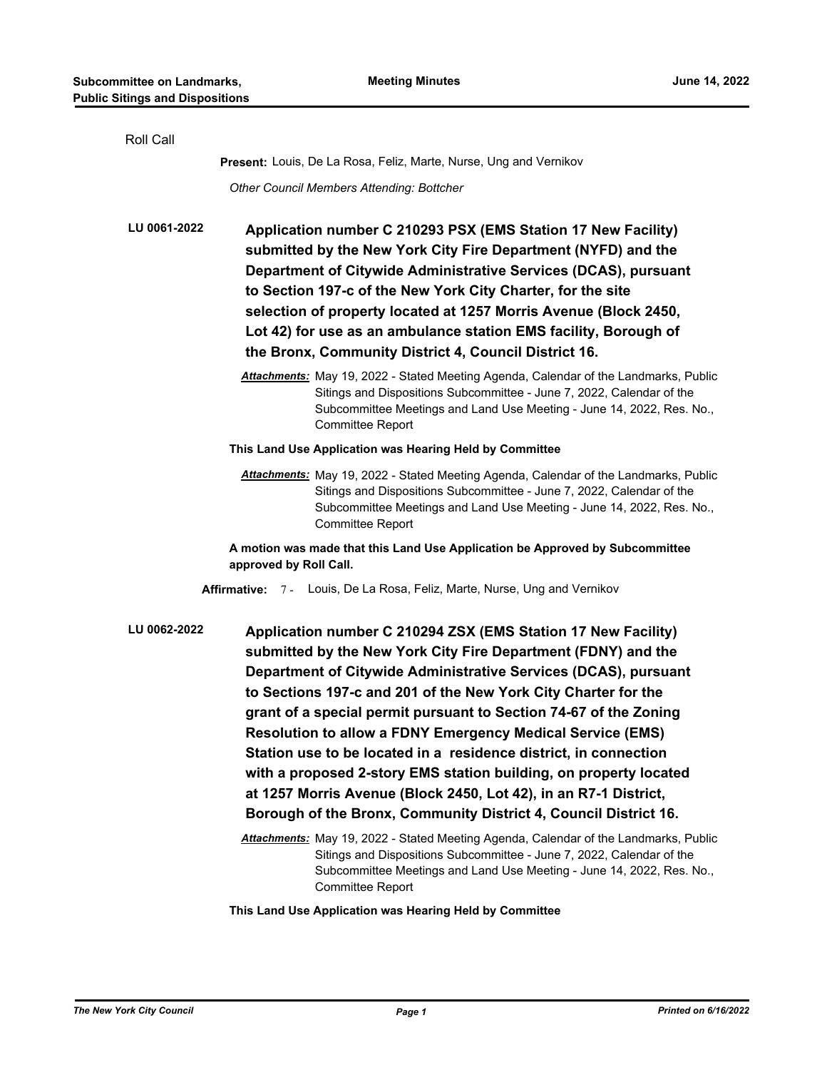Roll Call

**Present:** Louis, De La Rosa, Feliz, Marte, Nurse, Ung and Vernikov

*Other Council Members Attending: Bottcher*

**LU 0061-2022** **Application number C 210293 PSX (EMS Station 17 New Facility) submitted by the New York City Fire Department (NYFD) and the Department of Citywide Administrative Services (DCAS), pursuant to Section 197-c of the New York City Charter, for the site selection of property located at 1257 Morris Avenue (Block 2450, Lot 42) for use as an ambulance station EMS facility, Borough of the Bronx, Community District 4, Council District 16.**

***Attachments:*** May 19, 2022 - Stated Meeting Agenda, Calendar of the Landmarks, Public Sitings and Dispositions Subcommittee - June 7, 2022, Calendar of the Subcommittee Meetings and Land Use Meeting - June 14, 2022, Res. No., Committee Report

**This Land Use Application was Hearing Held by Committee**

***Attachments:*** May 19, 2022 - Stated Meeting Agenda, Calendar of the Landmarks, Public Sitings and Dispositions Subcommittee - June 7, 2022, Calendar of the Subcommittee Meetings and Land Use Meeting - June 14, 2022, Res. No., Committee Report

**A motion was made that this Land Use Application be Approved by Subcommittee approved by Roll Call.**

**Affirmative:** 7 - Louis, De La Rosa, Feliz, Marte, Nurse, Ung and Vernikov

**LU 0062-2022** **Application number C 210294 ZSX (EMS Station 17 New Facility) submitted by the New York City Fire Department (FDNY) and the Department of Citywide Administrative Services (DCAS), pursuant to Sections 197-c and 201 of the New York City Charter for the grant of a special permit pursuant to Section 74-67 of the Zoning Resolution to allow a FDNY Emergency Medical Service (EMS) Station use to be located in a residence district, in connection with a proposed 2-story EMS station building, on property located at 1257 Morris Avenue (Block 2450, Lot 42), in an R7-1 District, Borough of the Bronx, Community District 4, Council District 16.**

***Attachments:*** May 19, 2022 - Stated Meeting Agenda, Calendar of the Landmarks, Public Sitings and Dispositions Subcommittee - June 7, 2022, Calendar of the Subcommittee Meetings and Land Use Meeting - June 14, 2022, Res. No., Committee Report

**This Land Use Application was Hearing Held by Committee**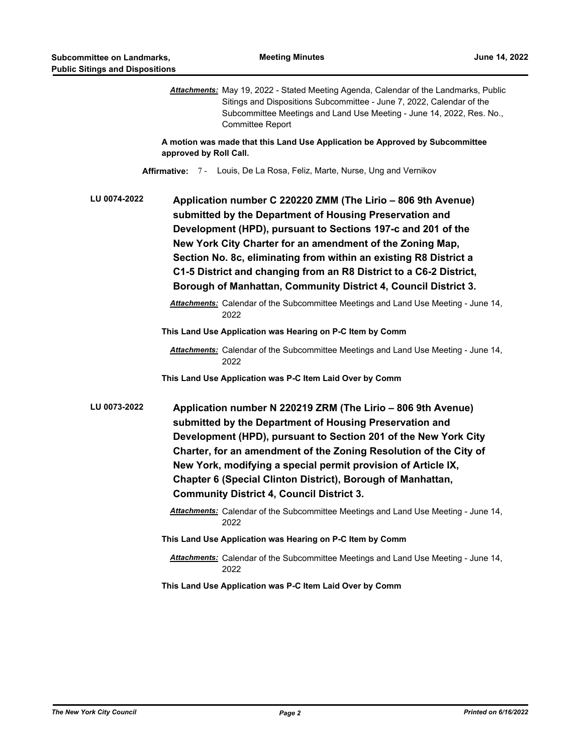*Attachments:* May 19, 2022 - Stated Meeting Agenda, Calendar of the Landmarks, Public Sitings and Dispositions Subcommittee - June 7, 2022, Calendar of the Subcommittee Meetings and Land Use Meeting - June 14, 2022, Res. No., Committee Report

**A motion was made that this Land Use Application be Approved by Subcommittee approved by Roll Call.**

**Affirmative:** 7 - Louis, De La Rosa, Feliz, Marte, Nurse, Ung and Vernikov

**LU 0074-2022** **Application number C 220220 ZMM (The Lirio – 806 9th Avenue) submitted by the Department of Housing Preservation and Development (HPD), pursuant to Sections 197-c and 201 of the New York City Charter for an amendment of the Zoning Map, Section No. 8c, eliminating from within an existing R8 District a C1-5 District and changing from an R8 District to a C6-2 District, Borough of Manhattan, Community District 4, Council District 3.**

*Attachments:* Calendar of the Subcommittee Meetings and Land Use Meeting - June 14, 2022

**This Land Use Application was Hearing on P-C Item by Comm**

*Attachments:* Calendar of the Subcommittee Meetings and Land Use Meeting - June 14, 2022

**This Land Use Application was P-C Item Laid Over by Comm**

**LU 0073-2022** **Application number N 220219 ZRM (The Lirio – 806 9th Avenue) submitted by the Department of Housing Preservation and Development (HPD), pursuant to Section 201 of the New York City Charter, for an amendment of the Zoning Resolution of the City of New York, modifying a special permit provision of Article IX, Chapter 6 (Special Clinton District), Borough of Manhattan, Community District 4, Council District 3.**

*Attachments:* Calendar of the Subcommittee Meetings and Land Use Meeting - June 14, 2022

**This Land Use Application was Hearing on P-C Item by Comm**

*Attachments:* Calendar of the Subcommittee Meetings and Land Use Meeting - June 14, 2022

**This Land Use Application was P-C Item Laid Over by Comm**